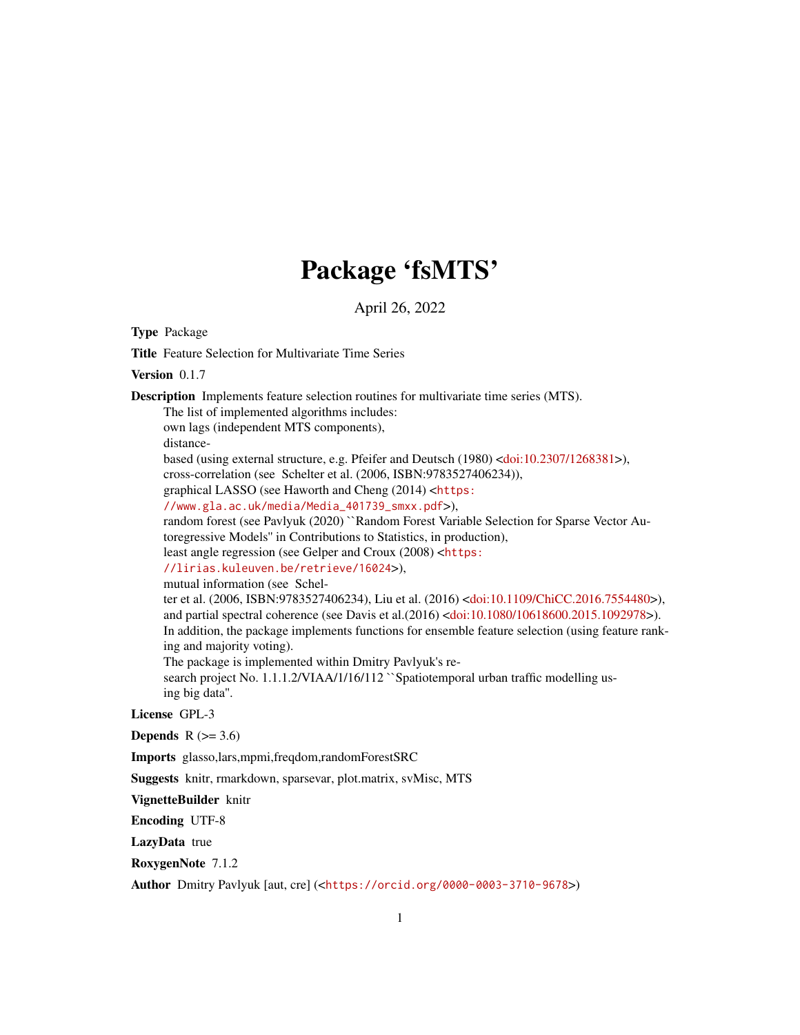# Package 'fsMTS'

April 26, 2022

**Type** Package

**Title** Feature Selection for Multivariate Time Series

**Version** 0.1.7

**Description** Implements feature selection routines for multivariate time series (MTS).
The list of implemented algorithms includes:
own lags (independent MTS components),
distance-based (using external structure, e.g. Pfeifer and Deutsch (1980) <doi:10.2307/1268381>),
cross-correlation (see Schelter et al. (2006, ISBN:9783527406234)),
graphical LASSO (see Haworth and Cheng (2014) <https://www.gla.ac.uk/media/Media_401739_smxx.pdf>),
random forest (see Pavlyuk (2020) ``Random Forest Variable Selection for Sparse Vector Autoregressive Models'' in Contributions to Statistics, in production),
least angle regression (see Gelper and Croux (2008) <https://lirias.kuleuven.be/retrieve/16024>),
mutual information (see Schelter et al. (2006, ISBN:9783527406234), Liu et al. (2016) <doi:10.1109/ChiCC.2016.7554480>),
and partial spectral coherence (see Davis et al.(2016) <doi:10.1080/10618600.2015.1092978>).
In addition, the package implements functions for ensemble feature selection (using feature ranking and majority voting).
The package is implemented within Dmitry Pavlyuk's research project No. 1.1.1.2/VIAA/1/16/112 ``Spatiotemporal urban traffic modelling using big data''.

**License** GPL-3

**Depends** R (>= 3.6)

**Imports** glasso,lars,mpmi,freqdom,randomForestSRC

**Suggests** knitr, rmarkdown, sparsevar, plot.matrix, svMisc, MTS

**VignetteBuilder** knitr

**Encoding** UTF-8

**LazyData** true

**RoxygenNote** 7.1.2

**Author** Dmitry Pavlyuk [aut, cre] (<https://orcid.org/0000-0003-3710-9678>)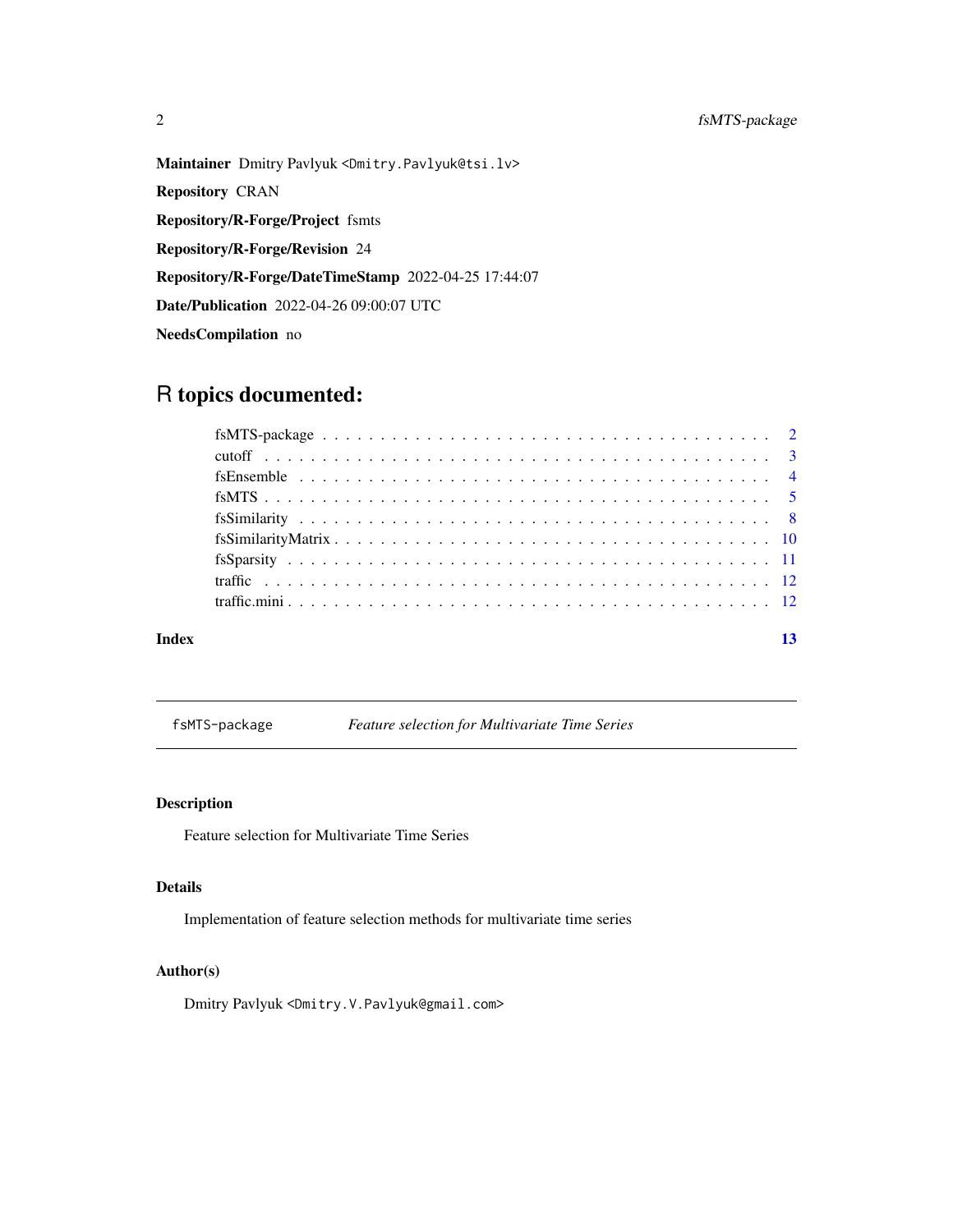**Maintainer** Dmitry Pavlyuk <Dmitry.Pavlyuk@tsi.lv>

**Repository** CRAN

**Repository/R-Forge/Project** fsmts

**Repository/R-Forge/Revision** 24

**Repository/R-Forge/DateTimeStamp** 2022-04-25 17:44:07

**Date/Publication** 2022-04-26 09:00:07 UTC

**NeedsCompilation** no

# R topics documented:

- fsMTS-package . . . . . . . . . . . . . . . . . . . . . . . . . . . . . . . . . . . . . 2
- cutoff . . . . . . . . . . . . . . . . . . . . . . . . . . . . . . . . . . . . . . . . . . . 3
- fsEnsemble . . . . . . . . . . . . . . . . . . . . . . . . . . . . . . . . . . . . . . . 4
- fsMTS . . . . . . . . . . . . . . . . . . . . . . . . . . . . . . . . . . . . . . . . . . 5
- fsSimilarity . . . . . . . . . . . . . . . . . . . . . . . . . . . . . . . . . . . . . . . 8
- fsSimilarityMatrix . . . . . . . . . . . . . . . . . . . . . . . . . . . . . . . . . . . 10
- fsSparsity . . . . . . . . . . . . . . . . . . . . . . . . . . . . . . . . . . . . . . . . 11
- traffic . . . . . . . . . . . . . . . . . . . . . . . . . . . . . . . . . . . . . . . . . . 12
- traffic.mini . . . . . . . . . . . . . . . . . . . . . . . . . . . . . . . . . . . . . . . 12

**Index** 13

---

`fsMTS-package` *Feature selection for Multivariate Time Series*

---

## Description

Feature selection for Multivariate Time Series

## Details

Implementation of feature selection methods for multivariate time series

## Author(s)

Dmitry Pavlyuk <Dmitry.V.Pavlyuk@gmail.com>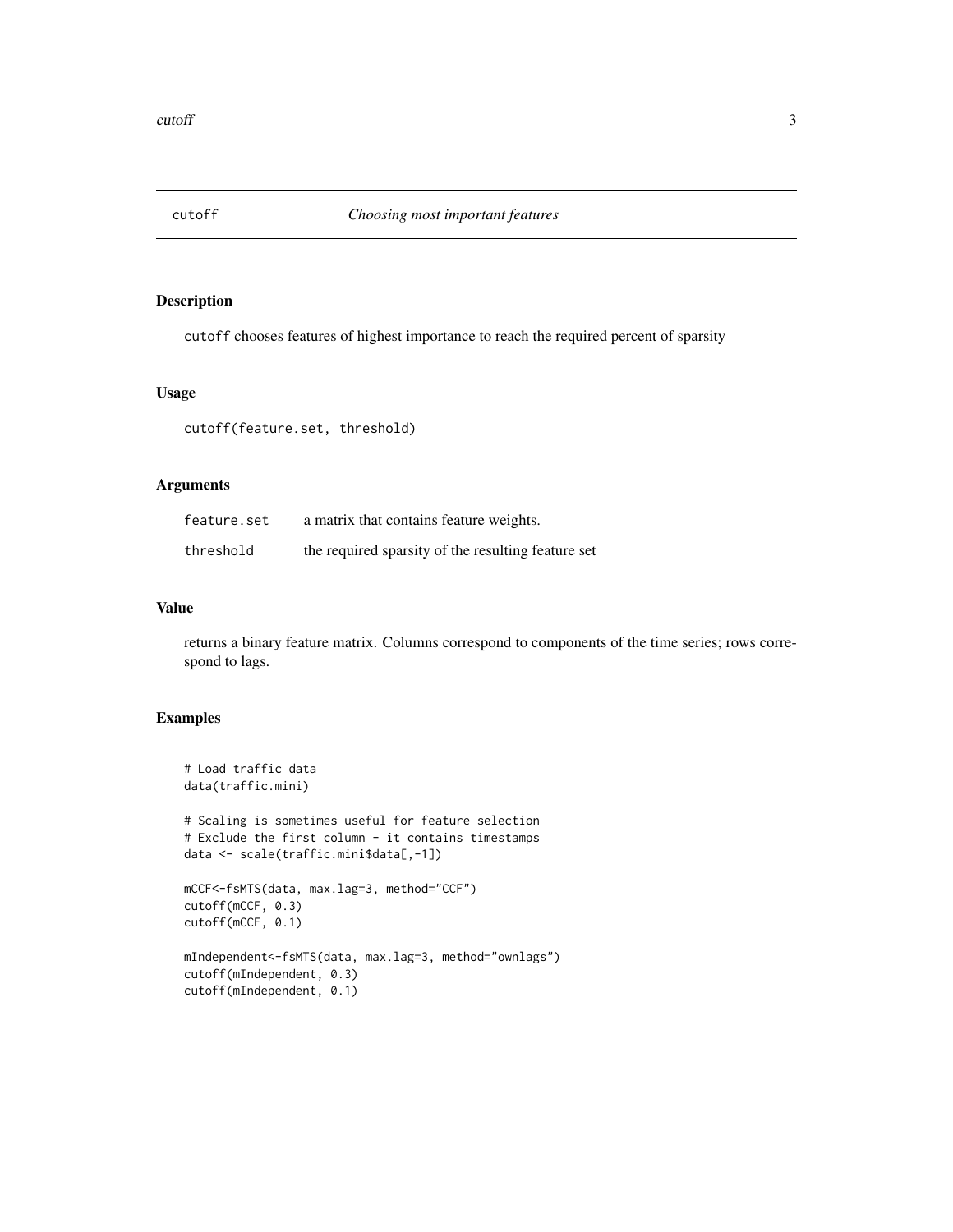# cutoff — *Choosing most important features*

## Description

`cutoff` chooses features of highest importance to reach the required percent of sparsity

## Usage

```
cutoff(feature.set, threshold)
```

## Arguments

| | |
|---|---|
| `feature.set` | a matrix that contains feature weights. |
| `threshold` | the required sparsity of the resulting feature set |

## Value

returns a binary feature matrix. Columns correspond to components of the time series; rows correspond to lags.

## Examples

```
# Load traffic data
data(traffic.mini)

# Scaling is sometimes useful for feature selection
# Exclude the first column - it contains timestamps
data <- scale(traffic.mini$data[,-1])

mCCF<-fsMTS(data, max.lag=3, method="CCF")
cutoff(mCCF, 0.3)
cutoff(mCCF, 0.1)

mIndependent<-fsMTS(data, max.lag=3, method="ownlags")
cutoff(mIndependent, 0.3)
cutoff(mIndependent, 0.1)
```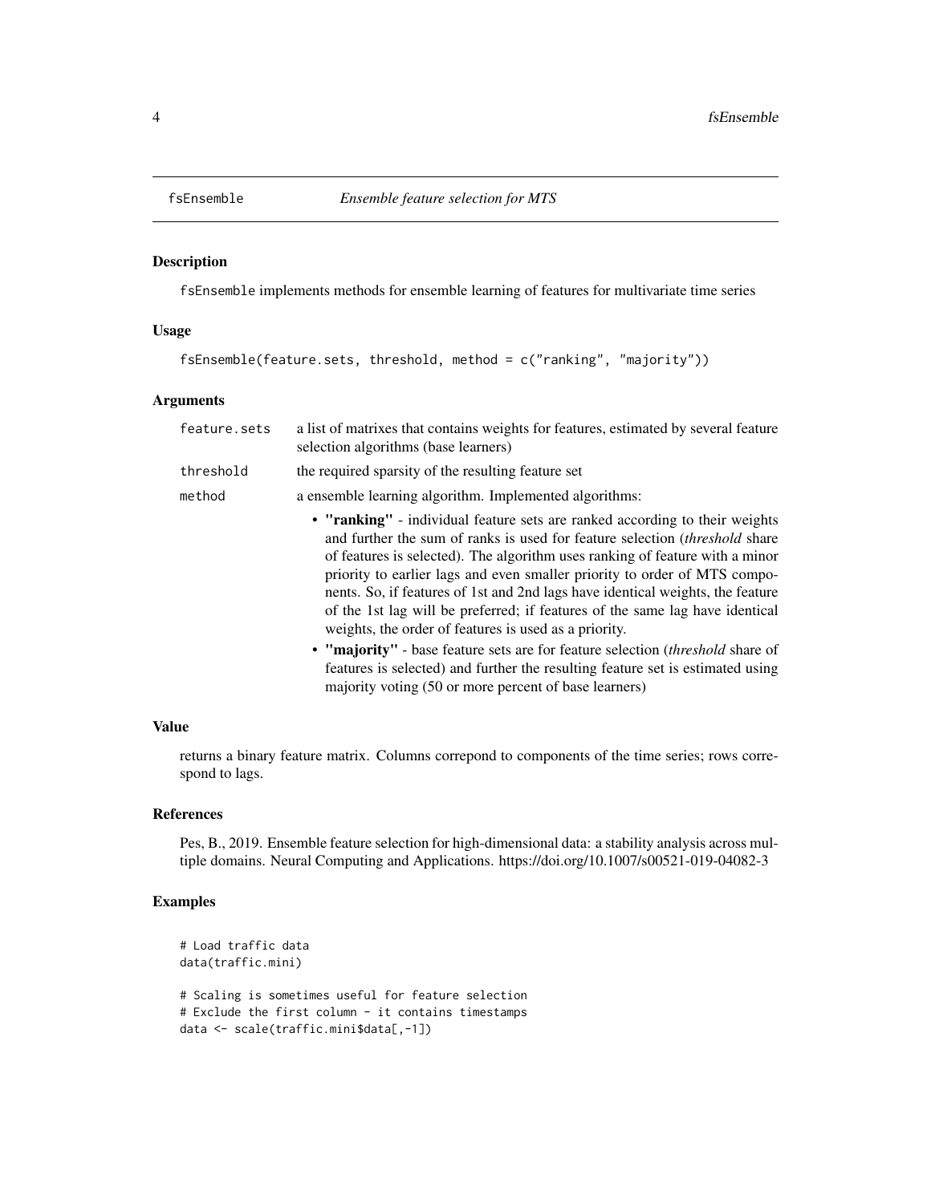## fsEnsemble — *Ensemble feature selection for MTS*

### Description

fsEnsemble implements methods for ensemble learning of features for multivariate time series

### Usage

```
fsEnsemble(feature.sets, threshold, method = c("ranking", "majority"))
```

### Arguments

| | |
|---|---|
| feature.sets | a list of matrixes that contains weights for features, estimated by several feature selection algorithms (base learners) |
| threshold | the required sparsity of the resulting feature set |
| method | a ensemble learning algorithm. Implemented algorithms: <br>• **"ranking"** - individual feature sets are ranked according to their weights and further the sum of ranks is used for feature selection (*threshold* share of features is selected). The algorithm uses ranking of feature with a minor priority to earlier lags and even smaller priority to order of MTS components. So, if features of 1st and 2nd lags have identical weights, the feature of the 1st lag will be preferred; if features of the same lag have identical weights, the order of features is used as a priority. <br>• **"majority"** - base feature sets are for feature selection (*threshold* share of features is selected) and further the resulting feature set is estimated using majority voting (50 or more percent of base learners) |

### Value

returns a binary feature matrix. Columns correpond to components of the time series; rows correspond to lags.

### References

Pes, B., 2019. Ensemble feature selection for high-dimensional data: a stability analysis across multiple domains. Neural Computing and Applications. https://doi.org/10.1007/s00521-019-04082-3

### Examples

```
# Load traffic data
data(traffic.mini)

# Scaling is sometimes useful for feature selection
# Exclude the first column - it contains timestamps
data <- scale(traffic.mini$data[,-1])
```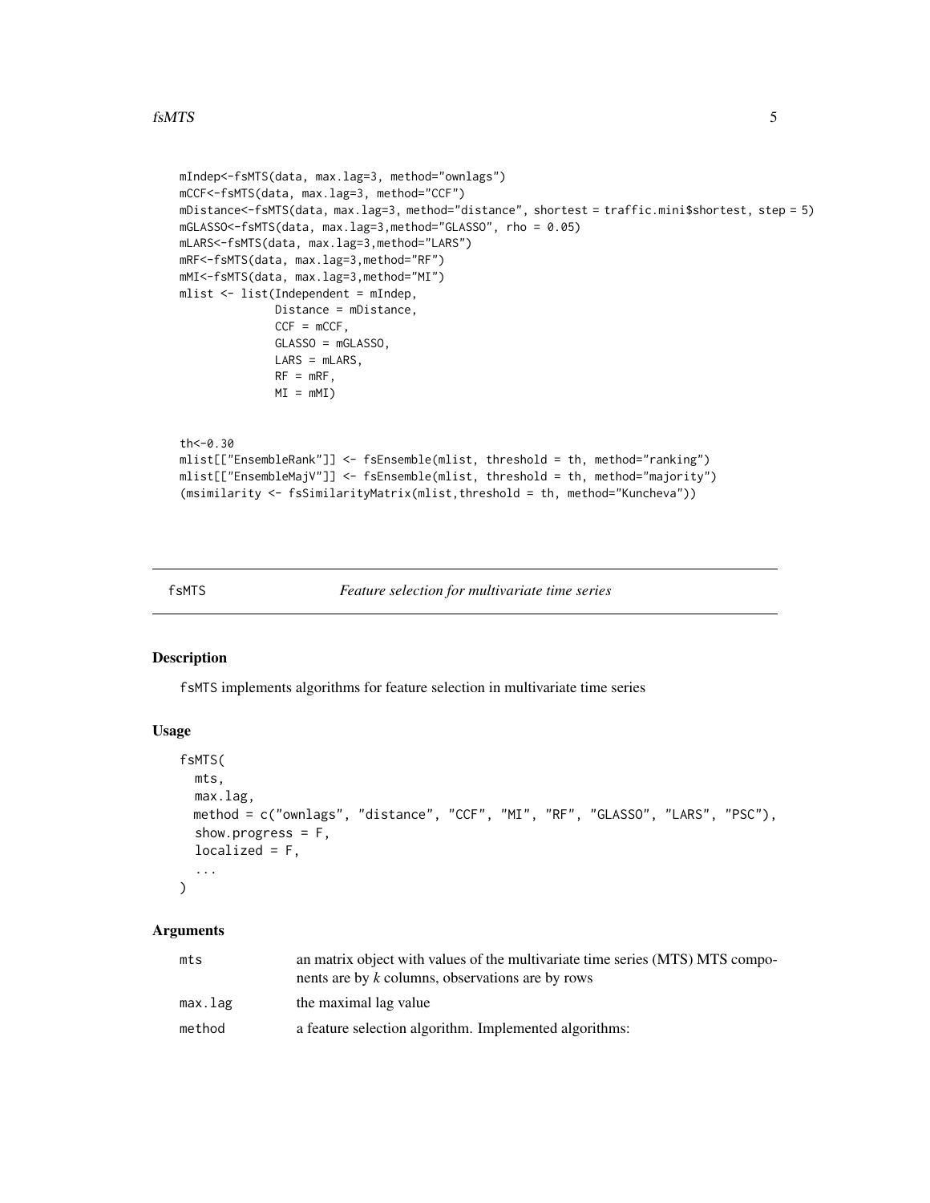```
mIndep<-fsMTS(data, max.lag=3, method="ownlags")
mCCF<-fsMTS(data, max.lag=3, method="CCF")
mDistance<-fsMTS(data, max.lag=3, method="distance", shortest = traffic.mini$shortest, step = 5)
mGLASSO<-fsMTS(data, max.lag=3,method="GLASSO", rho = 0.05)
mLARS<-fsMTS(data, max.lag=3,method="LARS")
mRF<-fsMTS(data, max.lag=3,method="RF")
mMI<-fsMTS(data, max.lag=3,method="MI")
mlist <- list(Independent = mIndep,
              Distance = mDistance,
              CCF = mCCF,
              GLASSO = mGLASSO,
              LARS = mLARS,
              RF = mRF,
              MI = mMI)


th<-0.30
mlist[["EnsembleRank"]] <- fsEnsemble(mlist, threshold = th, method="ranking")
mlist[["EnsembleMajV"]] <- fsEnsemble(mlist, threshold = th, method="majority")
(msimilarity <- fsSimilarityMatrix(mlist,threshold = th, method="Kuncheva"))
```

## fsMTS — *Feature selection for multivariate time series*

### Description

fsMTS implements algorithms for feature selection in multivariate time series

### Usage

```
fsMTS(
  mts,
  max.lag,
  method = c("ownlags", "distance", "CCF", "MI", "RF", "GLASSO", "LARS", "PSC"),
  show.progress = F,
  localized = F,
  ...
)
```

### Arguments

| Argument | Description |
|---|---|
| mts | an matrix object with values of the multivariate time series (MTS) MTS components are by *k* columns, observations are by rows |
| max.lag | the maximal lag value |
| method | a feature selection algorithm. Implemented algorithms: |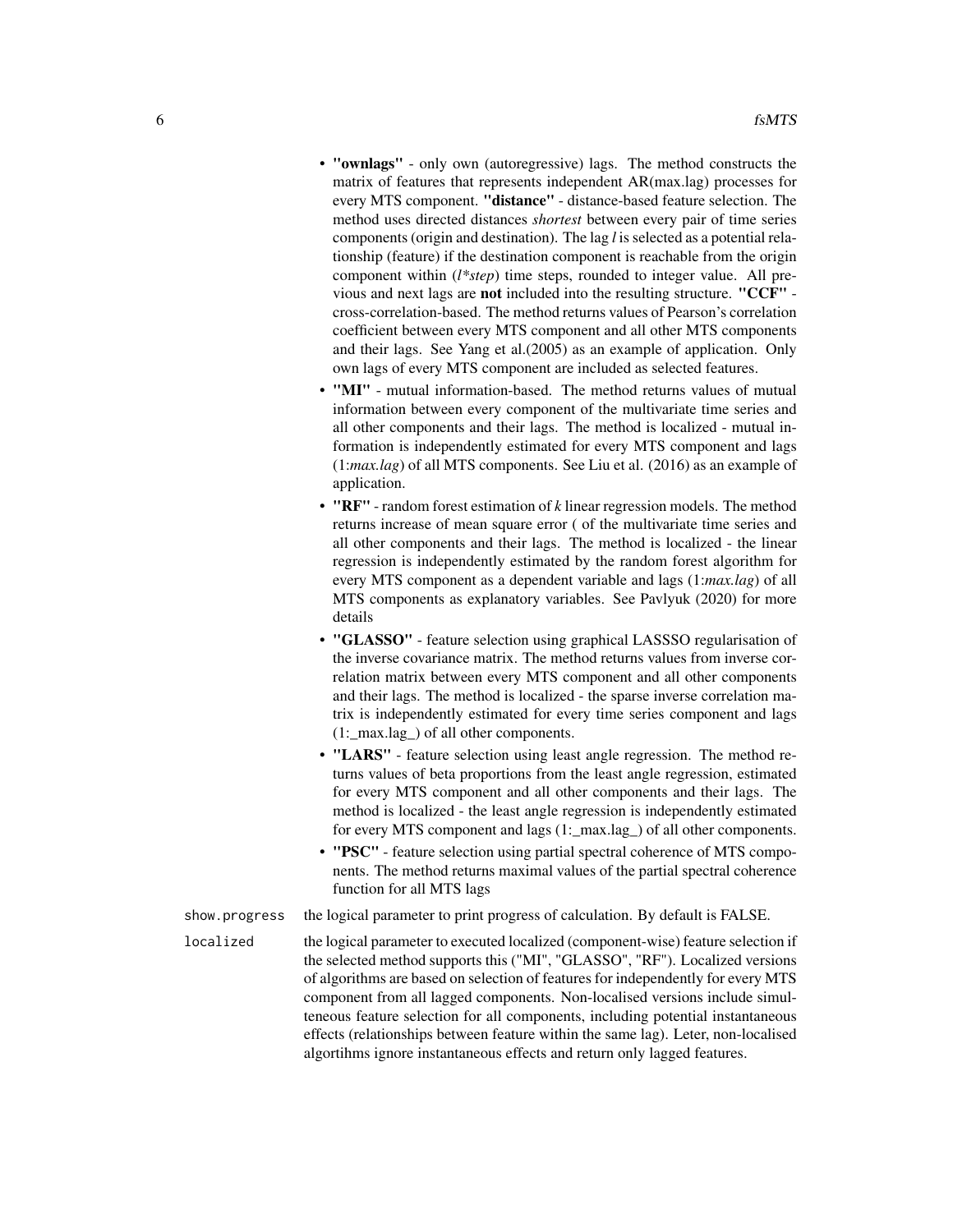- **"ownlags"** - only own (autoregressive) lags. The method constructs the matrix of features that represents independent AR(max.lag) processes for every MTS component. **"distance"** - distance-based feature selection. The method uses directed distances *shortest* between every pair of time series components (origin and destination). The lag *l* is selected as a potential relationship (feature) if the destination component is reachable from the origin component within (*l*step*) time steps, rounded to integer value. All previous and next lags are **not** included into the resulting structure. **"CCF"** - cross-correlation-based. The method returns values of Pearson's correlation coefficient between every MTS component and all other MTS components and their lags. See Yang et al.(2005) as an example of application. Only own lags of every MTS component are included as selected features.
- **"MI"** - mutual information-based. The method returns values of mutual information between every component of the multivariate time series and all other components and their lags. The method is localized - mutual information is independently estimated for every MTS component and lags (1:*max.lag*) of all MTS components. See Liu et al. (2016) as an example of application.
- **"RF"** - random forest estimation of *k* linear regression models. The method returns increase of mean square error ( of the multivariate time series and all other components and their lags. The method is localized - the linear regression is independently estimated by the random forest algorithm for every MTS component as a dependent variable and lags (1:*max.lag*) of all MTS components as explanatory variables. See Pavlyuk (2020) for more details
- **"GLASSO"** - feature selection using graphical LASSSO regularisation of the inverse covariance matrix. The method returns values from inverse correlation matrix between every MTS component and all other components and their lags. The method is localized - the sparse inverse correlation matrix is independently estimated for every time series component and lags (1:_max.lag_) of all other components.
- **"LARS"** - feature selection using least angle regression. The method returns values of beta proportions from the least angle regression, estimated for every MTS component and all other components and their lags. The method is localized - the least angle regression is independently estimated for every MTS component and lags (1:_max.lag_) of all other components.
- **"PSC"** - feature selection using partial spectral coherence of MTS components. The method returns maximal values of the partial spectral coherence function for all MTS lags

`show.progress` the logical parameter to print progress of calculation. By default is FALSE.

`localized` the logical parameter to executed localized (component-wise) feature selection if the selected method supports this ("MI", "GLASSO", "RF"). Localized versions of algorithms are based on selection of features for independently for every MTS component from all lagged components. Non-localised versions include simulteneous feature selection for all components, including potential instantaneous effects (relationships between feature within the same lag). Leter, non-localised algortihms ignore instantaneous effects and return only lagged features.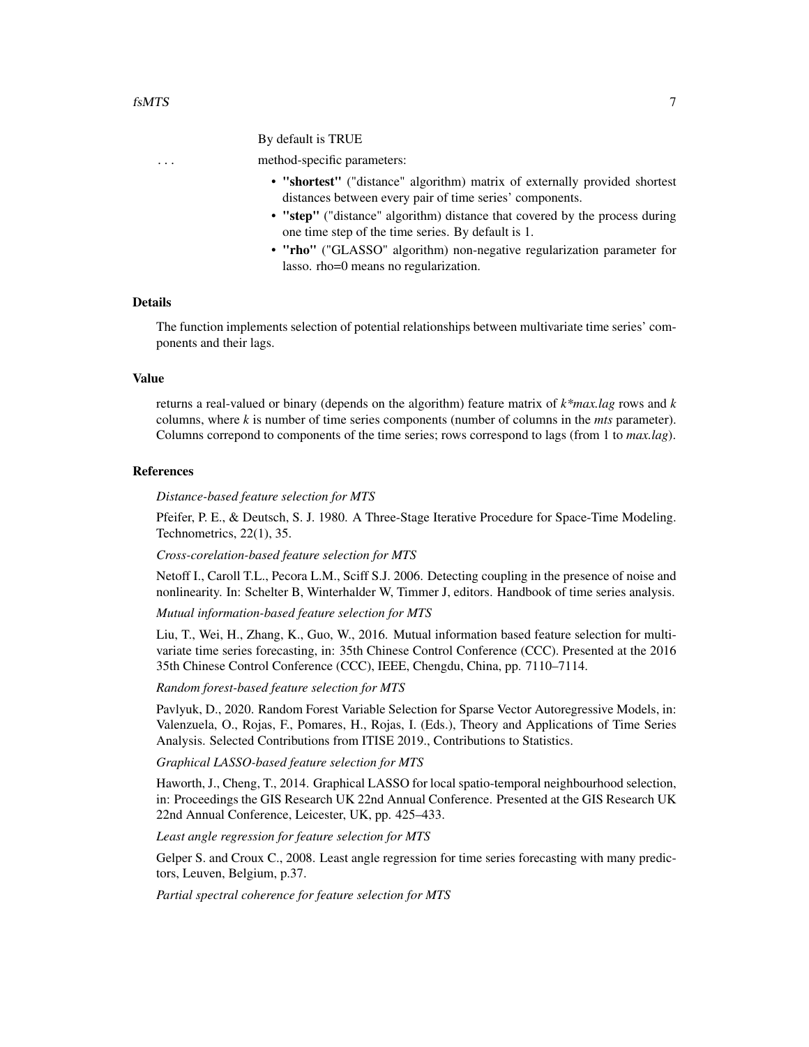By default is TRUE

... method-specific parameters:

- **"shortest"** ("distance" algorithm) matrix of externally provided shortest distances between every pair of time series' components.
- **"step"** ("distance" algorithm) distance that covered by the process during one time step of the time series. By default is 1.
- **"rho"** ("GLASSO" algorithm) non-negative regularization parameter for lasso. rho=0 means no regularization.

## Details

The function implements selection of potential relationships between multivariate time series' components and their lags.

## Value

returns a real-valued or binary (depends on the algorithm) feature matrix of *k\*max.lag* rows and *k* columns, where *k* is number of time series components (number of columns in the *mts* parameter). Columns correpond to components of the time series; rows correspond to lags (from 1 to *max.lag*).

## References

*Distance-based feature selection for MTS*

Pfeifer, P. E., & Deutsch, S. J. 1980. A Three-Stage Iterative Procedure for Space-Time Modeling. Technometrics, 22(1), 35.

*Cross-corelation-based feature selection for MTS*

Netoff I., Caroll T.L., Pecora L.M., Sciff S.J. 2006. Detecting coupling in the presence of noise and nonlinearity. In: Schelter B, Winterhalder W, Timmer J, editors. Handbook of time series analysis.

*Mutual information-based feature selection for MTS*

Liu, T., Wei, H., Zhang, K., Guo, W., 2016. Mutual information based feature selection for multivariate time series forecasting, in: 35th Chinese Control Conference (CCC). Presented at the 2016 35th Chinese Control Conference (CCC), IEEE, Chengdu, China, pp. 7110–7114.

*Random forest-based feature selection for MTS*

Pavlyuk, D., 2020. Random Forest Variable Selection for Sparse Vector Autoregressive Models, in: Valenzuela, O., Rojas, F., Pomares, H., Rojas, I. (Eds.), Theory and Applications of Time Series Analysis. Selected Contributions from ITISE 2019., Contributions to Statistics.

*Graphical LASSO-based feature selection for MTS*

Haworth, J., Cheng, T., 2014. Graphical LASSO for local spatio-temporal neighbourhood selection, in: Proceedings the GIS Research UK 22nd Annual Conference. Presented at the GIS Research UK 22nd Annual Conference, Leicester, UK, pp. 425–433.

*Least angle regression for feature selection for MTS*

Gelper S. and Croux C., 2008. Least angle regression for time series forecasting with many predictors, Leuven, Belgium, p.37.

*Partial spectral coherence for feature selection for MTS*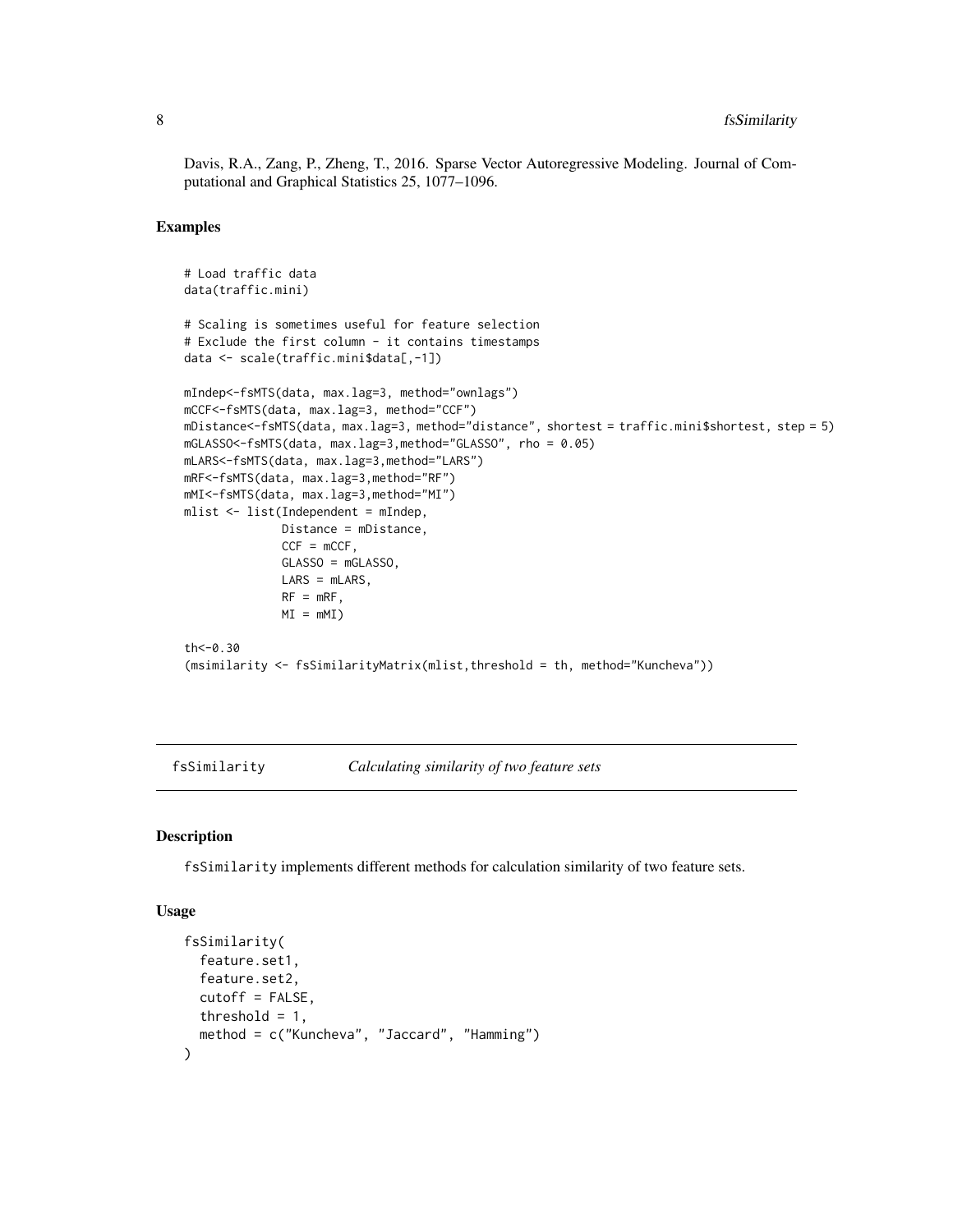Davis, R.A., Zang, P., Zheng, T., 2016. Sparse Vector Autoregressive Modeling. Journal of Computational and Graphical Statistics 25, 1077–1096.

### Examples

```
# Load traffic data
data(traffic.mini)

# Scaling is sometimes useful for feature selection
# Exclude the first column - it contains timestamps
data <- scale(traffic.mini$data[,-1])

mIndep<-fsMTS(data, max.lag=3, method="ownlags")
mCCF<-fsMTS(data, max.lag=3, method="CCF")
mDistance<-fsMTS(data, max.lag=3, method="distance", shortest = traffic.mini$shortest, step = 5)
mGLASSO<-fsMTS(data, max.lag=3,method="GLASSO", rho = 0.05)
mLARS<-fsMTS(data, max.lag=3,method="LARS")
mRF<-fsMTS(data, max.lag=3,method="RF")
mMI<-fsMTS(data, max.lag=3,method="MI")
mlist <- list(Independent = mIndep,
              Distance = mDistance,
              CCF = mCCF,
              GLASSO = mGLASSO,
              LARS = mLARS,
              RF = mRF,
              MI = mMI)

th<-0.30
(msimilarity <- fsSimilarityMatrix(mlist,threshold = th, method="Kuncheva"))
```

---

## fsSimilarity — *Calculating similarity of two feature sets*

### Description

fsSimilarity implements different methods for calculation similarity of two feature sets.

### Usage

```
fsSimilarity(
  feature.set1,
  feature.set2,
  cutoff = FALSE,
  threshold = 1,
  method = c("Kuncheva", "Jaccard", "Hamming")
)
```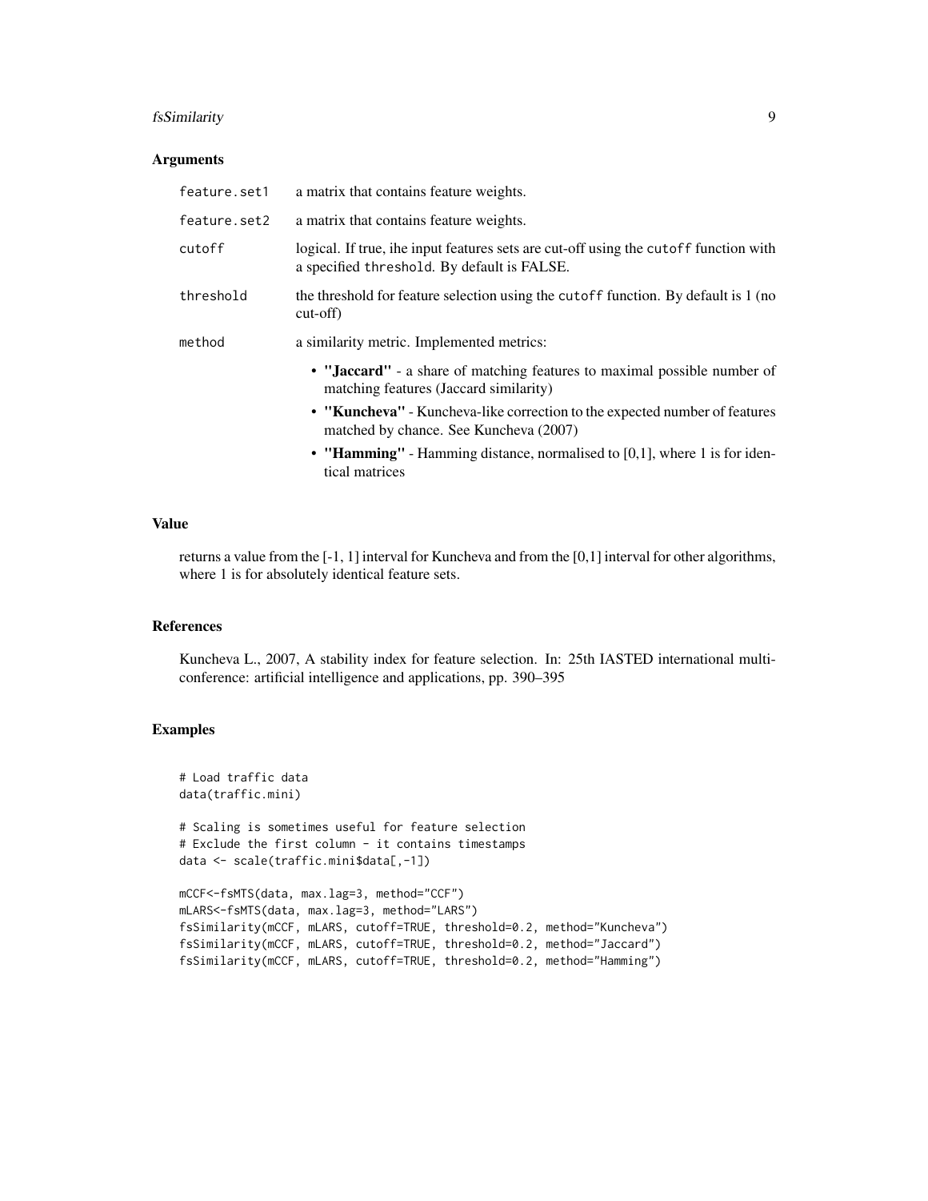### Arguments

| | |
|---|---|
| `feature.set1` | a matrix that contains feature weights. |
| `feature.set2` | a matrix that contains feature weights. |
| `cutoff` | logical. If true, ihe input features sets are cut-off using the `cutoff` function with a specified `threshold`. By default is FALSE. |
| `threshold` | the threshold for feature selection using the `cutoff` function. By default is 1 (no cut-off) |
| `method` | a similarity metric. Implemented metrics: <br>• **"Jaccard"** - a share of matching features to maximal possible number of matching features (Jaccard similarity) <br>• **"Kuncheva"** - Kuncheva-like correction to the expected number of features matched by chance. See Kuncheva (2007) <br>• **"Hamming"** - Hamming distance, normalised to [0,1], where 1 is for identical matrices |

### Value

returns a value from the [-1, 1] interval for Kuncheva and from the [0,1] interval for other algorithms, where 1 is for absolutely identical feature sets.

### References

Kuncheva L., 2007, A stability index for feature selection. In: 25th IASTED international multi-conference: artificial intelligence and applications, pp. 390–395

### Examples

```
# Load traffic data
data(traffic.mini)

# Scaling is sometimes useful for feature selection
# Exclude the first column - it contains timestamps
data <- scale(traffic.mini$data[,-1])

mCCF<-fsMTS(data, max.lag=3, method="CCF")
mLARS<-fsMTS(data, max.lag=3, method="LARS")
fsSimilarity(mCCF, mLARS, cutoff=TRUE, threshold=0.2, method="Kuncheva")
fsSimilarity(mCCF, mLARS, cutoff=TRUE, threshold=0.2, method="Jaccard")
fsSimilarity(mCCF, mLARS, cutoff=TRUE, threshold=0.2, method="Hamming")
```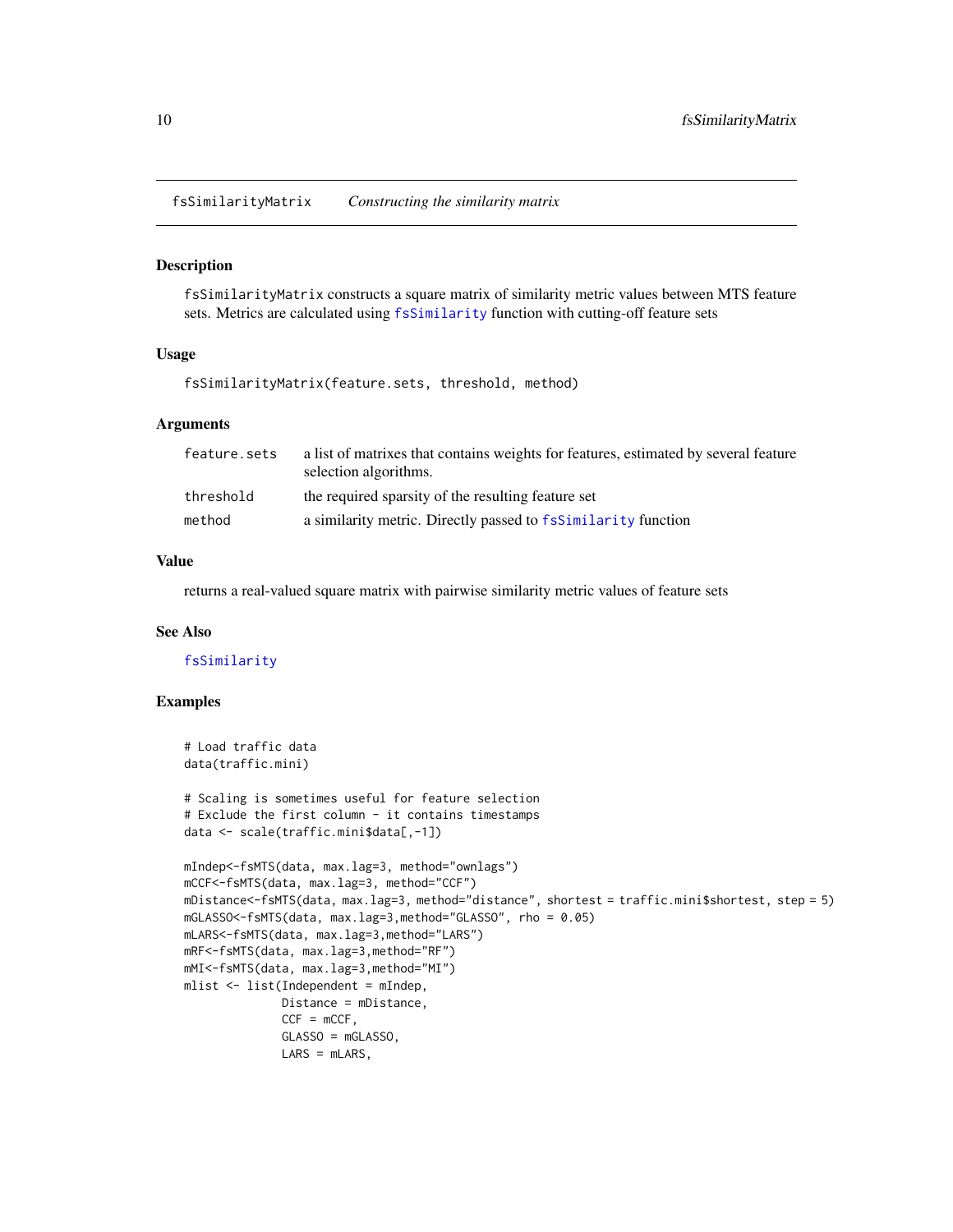## fsSimilarityMatrix — *Constructing the similarity matrix*

### Description

fsSimilarityMatrix constructs a square matrix of similarity metric values between MTS feature sets. Metrics are calculated using fsSimilarity function with cutting-off feature sets

### Usage

```
fsSimilarityMatrix(feature.sets, threshold, method)
```

### Arguments

| | |
|---|---|
| feature.sets | a list of matrixes that contains weights for features, estimated by several feature selection algorithms. |
| threshold | the required sparsity of the resulting feature set |
| method | a similarity metric. Directly passed to fsSimilarity function |

### Value

returns a real-valued square matrix with pairwise similarity metric values of feature sets

### See Also

fsSimilarity

### Examples

```
# Load traffic data
data(traffic.mini)

# Scaling is sometimes useful for feature selection
# Exclude the first column - it contains timestamps
data <- scale(traffic.mini$data[,-1])

mIndep<-fsMTS(data, max.lag=3, method="ownlags")
mCCF<-fsMTS(data, max.lag=3, method="CCF")
mDistance<-fsMTS(data, max.lag=3, method="distance", shortest = traffic.mini$shortest, step = 5)
mGLASSO<-fsMTS(data, max.lag=3,method="GLASSO", rho = 0.05)
mLARS<-fsMTS(data, max.lag=3,method="LARS")
mRF<-fsMTS(data, max.lag=3,method="RF")
mMI<-fsMTS(data, max.lag=3,method="MI")
mlist <- list(Independent = mIndep,
              Distance = mDistance,
              CCF = mCCF,
              GLASSO = mGLASSO,
              LARS = mLARS,
```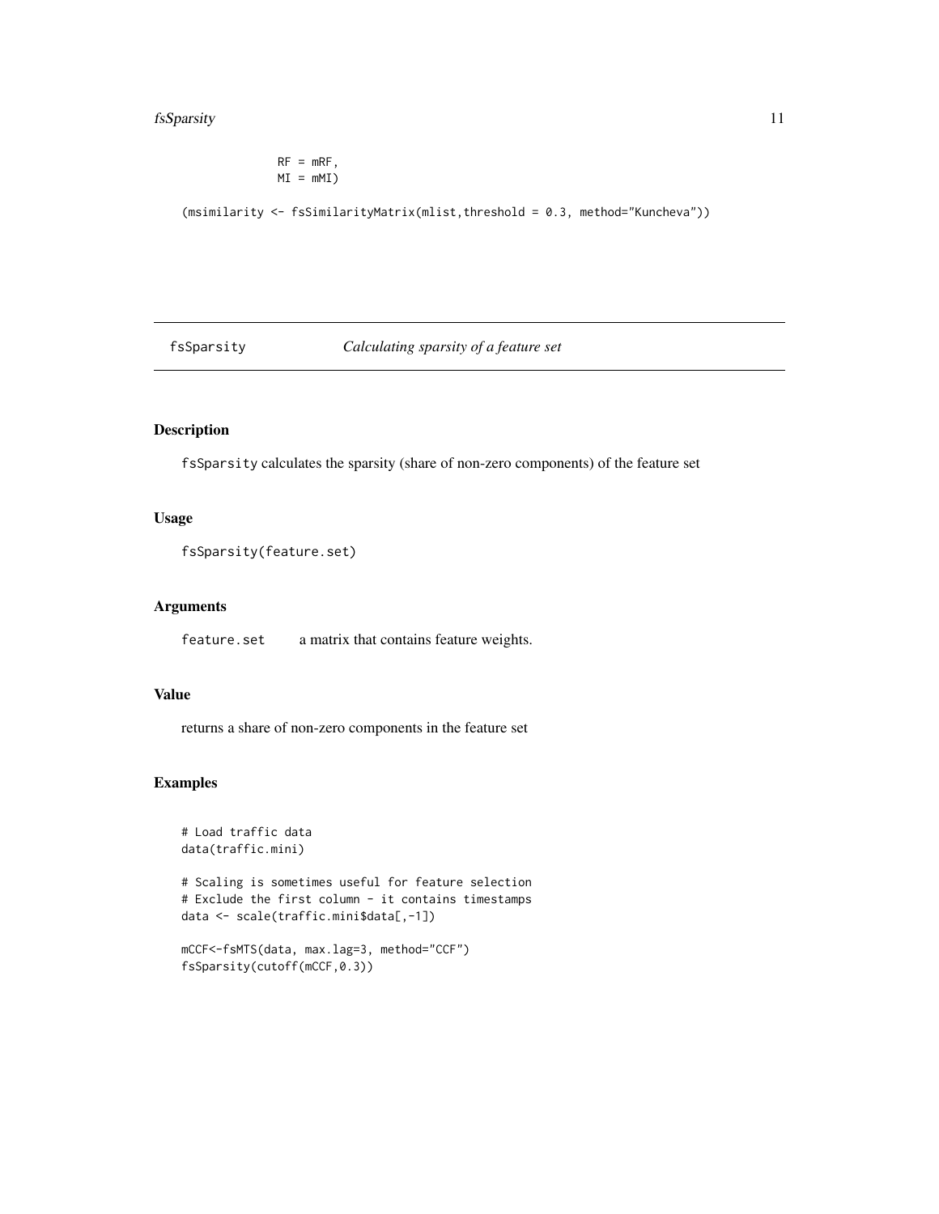```
            RF = mRF,
            MI = mMI)

(msimilarity <- fsSimilarityMatrix(mlist,threshold = 0.3, method="Kuncheva"))
```

## fsSparsity *Calculating sparsity of a feature set*

### Description

`fsSparsity` calculates the sparsity (share of non-zero components) of the feature set

### Usage

```
fsSparsity(feature.set)
```

### Arguments

| | |
|---|---|
| `feature.set` | a matrix that contains feature weights. |

### Value

returns a share of non-zero components in the feature set

### Examples

```
# Load traffic data
data(traffic.mini)

# Scaling is sometimes useful for feature selection
# Exclude the first column - it contains timestamps
data <- scale(traffic.mini$data[,-1])

mCCF<-fsMTS(data, max.lag=3, method="CCF")
fsSparsity(cutoff(mCCF,0.3))
```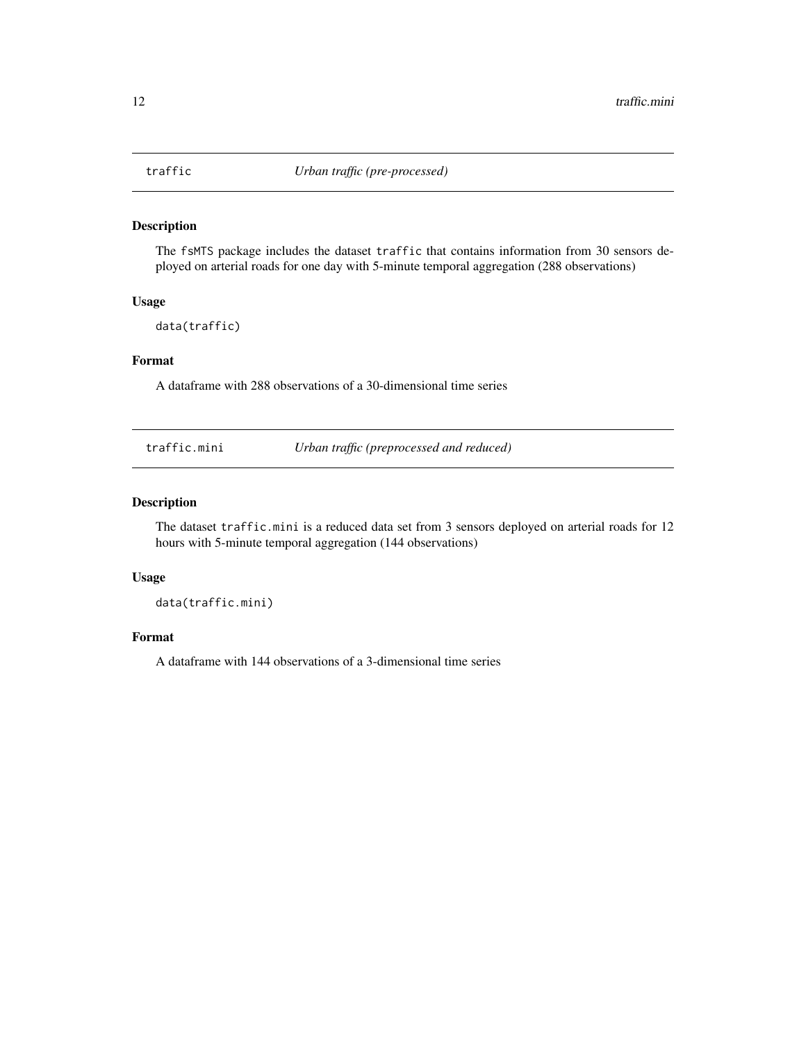## traffic — *Urban traffic (pre-processed)*

### Description

The `fsMTS` package includes the dataset `traffic` that contains information from 30 sensors deployed on arterial roads for one day with 5-minute temporal aggregation (288 observations)

### Usage

```
data(traffic)
```

### Format

A dataframe with 288 observations of a 30-dimensional time series

## traffic.mini — *Urban traffic (preprocessed and reduced)*

### Description

The dataset `traffic.mini` is a reduced data set from 3 sensors deployed on arterial roads for 12 hours with 5-minute temporal aggregation (144 observations)

### Usage

```
data(traffic.mini)
```

### Format

A dataframe with 144 observations of a 3-dimensional time series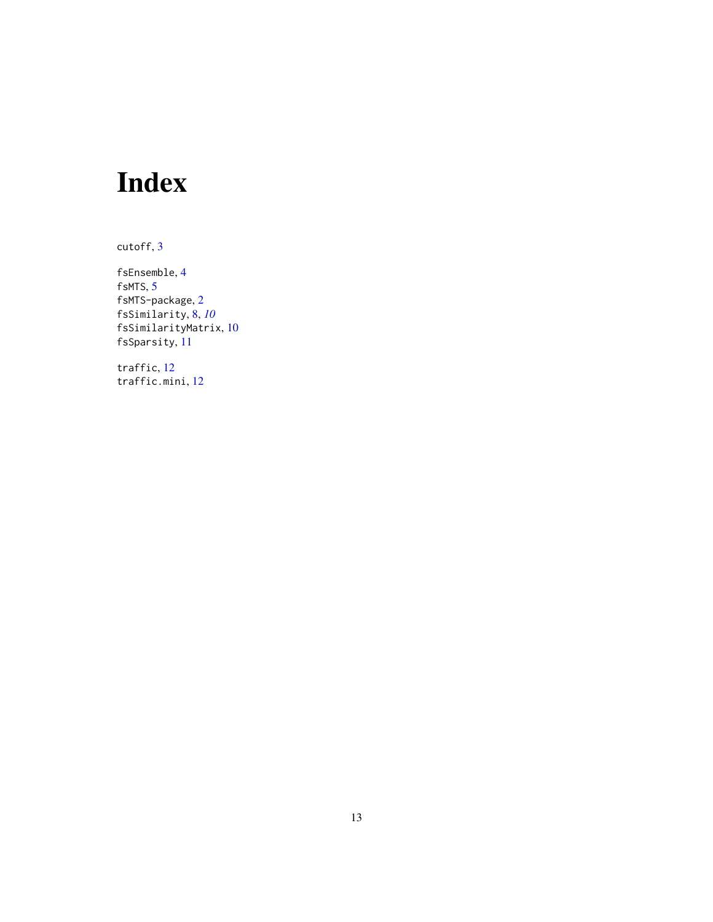# Index

cutoff, 3

fsEnsemble, 4
fsMTS, 5
fsMTS-package, 2
fsSimilarity, 8, *10*
fsSimilarityMatrix, 10
fsSparsity, 11

traffic, 12
traffic.mini, 12